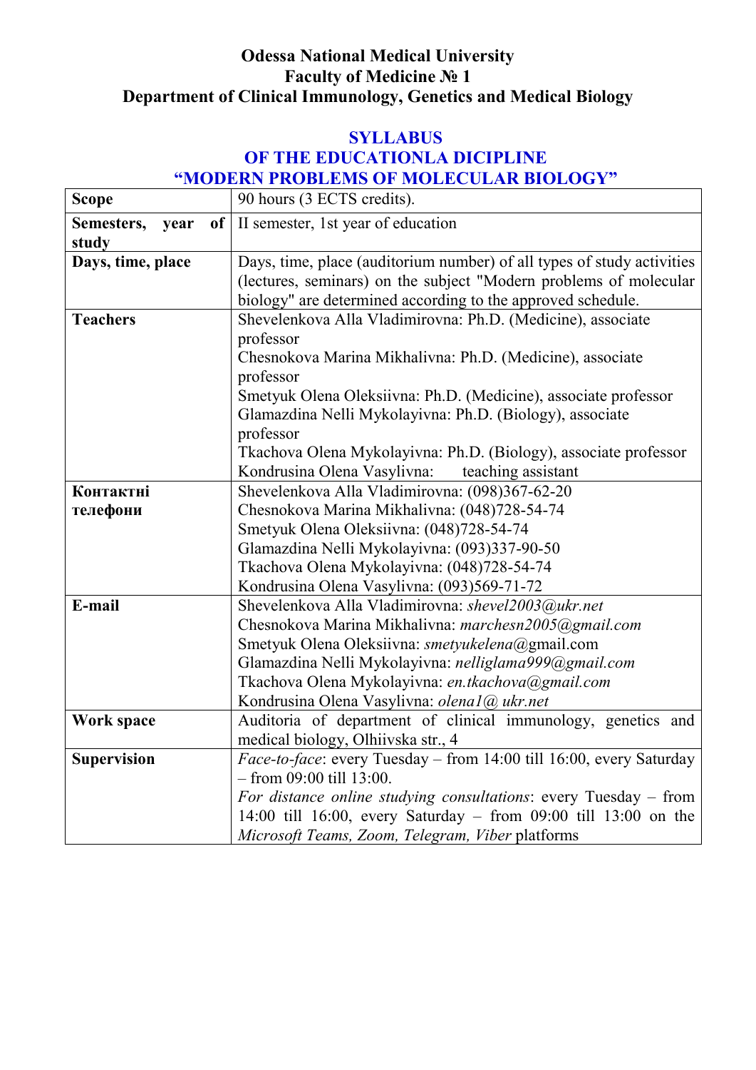**Odessa National Medical University**
**Faculty of Medicine № 1**
**Department of Clinical Immunology, Genetics and Medical Biology**

# SYLLABUS
# OF THE EDUCATIONLA DICIPLINE
# "MODERN PROBLEMS OF MOLECULAR BIOLOGY"

| **Scope** | 90 hours (3 ECTS credits). |
|---|---|
| **Semesters, year of study** | II semester, 1st year of education |
| **Days, time, place** | Days, time, place (auditorium number) of all types of study activities (lectures, seminars) on the subject "Modern problems of molecular biology" are determined according to the approved schedule. |
| **Teachers** | Shevelenkova Alla Vladimirovna: Ph.D. (Medicine), associate professor<br>Chesnokova Marina Mikhalivna: Ph.D. (Medicine), associate professor<br>Smetyuk Olena Oleksiivna: Ph.D. (Medicine), associate professor<br>Glamazdina Nelli Mykolayivna: Ph.D. (Biology), associate professor<br>Tkachova Olena Mykolayivna: Ph.D. (Biology), associate professor<br>Kondrusina Olena Vasylivna: teaching assistant |
| **Контактні телефони** | Shevelenkova Alla Vladimirovna: (098)367-62-20<br>Chesnokova Marina Mikhalivna: (048)728-54-74<br>Smetyuk Olena Oleksiivna: (048)728-54-74<br>Glamazdina Nelli Mykolayivna: (093)337-90-50<br>Tkachova Olena Mykolayivna: (048)728-54-74<br>Kondrusina Olena Vasylivna: (093)569-71-72 |
| **E-mail** | Shevelenkova Alla Vladimirovna: *shevel2003@ukr.net*<br>Chesnokova Marina Mikhalivna: *marchesn2005@gmail.com*<br>Smetyuk Olena Oleksiivna: *smetyukelena*@gmail.com<br>Glamazdina Nelli Mykolayivna: *nelliglama999@gmail.com*<br>Tkachova Olena Mykolayivna: *en.tkachova@gmail.com*<br>Kondrusina Olena Vasylivna: *olena1@ ukr.net* |
| **Work space** | Auditoria of department of clinical immunology, genetics and medical biology, Olhiivska str., 4 |
| **Supervision** | *Face-to-face*: every Tuesday – from 14:00 till 16:00, every Saturday – from 09:00 till 13:00.<br>*For distance online studying consultations*: every Tuesday – from 14:00 till 16:00, every Saturday – from 09:00 till 13:00 on the *Microsoft Teams, Zoom, Telegram, Viber* platforms |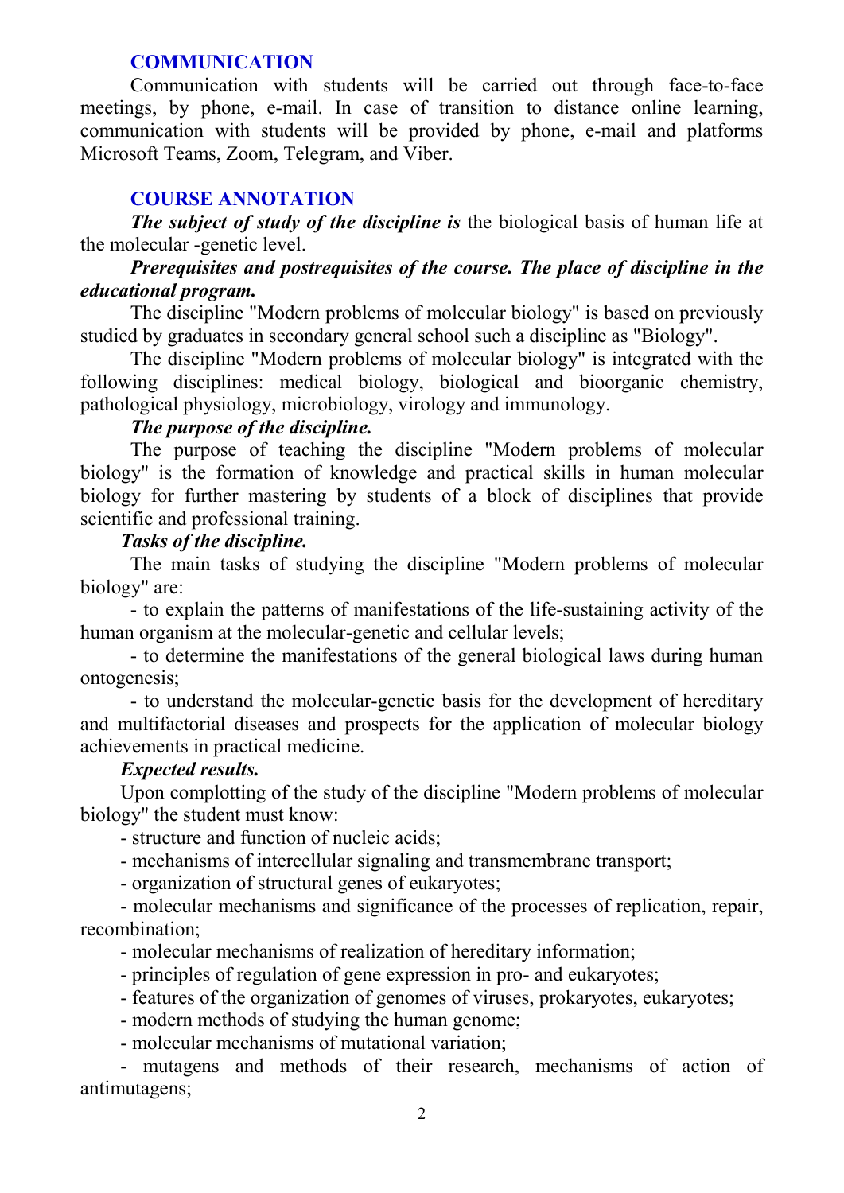## COMMUNICATION

Communication with students will be carried out through face-to-face meetings, by phone, e-mail. In case of transition to distance online learning, communication with students will be provided by phone, e-mail and platforms Microsoft Teams, Zoom, Telegram, and Viber.

## COURSE ANNOTATION

***The subject of study of the discipline is*** the biological basis of human life at the molecular -genetic level.

***Prerequisites and postrequisites of the course. The place of discipline in the educational program.***

The discipline "Modern problems of molecular biology" is based on previously studied by graduates in secondary general school such a discipline as "Biology".

The discipline "Modern problems of molecular biology" is integrated with the following disciplines: medical biology, biological and bioorganic chemistry, pathological physiology, microbiology, virology and immunology.

***The purpose of the discipline.***

The purpose of teaching the discipline "Modern problems of molecular biology" is the formation of knowledge and practical skills in human molecular biology for further mastering by students of a block of disciplines that provide scientific and professional training.

***Tasks of the discipline.***

The main tasks of studying the discipline "Modern problems of molecular biology" are:

- to explain the patterns of manifestations of the life-sustaining activity of the human organism at the molecular-genetic and cellular levels;
- to determine the manifestations of the general biological laws during human ontogenesis;
- to understand the molecular-genetic basis for the development of hereditary and multifactorial diseases and prospects for the application of molecular biology achievements in practical medicine.

***Expected results.***

Upon complotting of the study of the discipline "Modern problems of molecular biology" the student must know:

- structure and function of nucleic acids;
- mechanisms of intercellular signaling and transmembrane transport;
- organization of structural genes of eukaryotes;
- molecular mechanisms and significance of the processes of replication, repair, recombination;
- molecular mechanisms of realization of hereditary information;
- principles of regulation of gene expression in pro- and eukaryotes;
- features of the organization of genomes of viruses, prokaryotes, eukaryotes;
- modern methods of studying the human genome;
- molecular mechanisms of mutational variation;
- mutagens and methods of their research, mechanisms of action of antimutagens;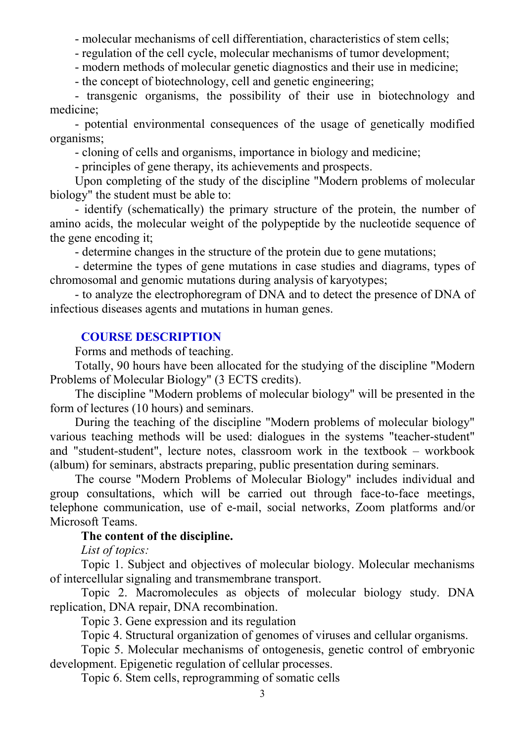- molecular mechanisms of cell differentiation, characteristics of stem cells;
- regulation of the cell cycle, molecular mechanisms of tumor development;
- modern methods of molecular genetic diagnostics and their use in medicine;
- the concept of biotechnology, cell and genetic engineering;
- transgenic organisms, the possibility of their use in biotechnology and medicine;
- potential environmental consequences of the usage of genetically modified organisms;
- cloning of cells and organisms, importance in biology and medicine;
- principles of gene therapy, its achievements and prospects.

Upon completing of the study of the discipline "Modern problems of molecular biology" the student must be able to:

- identify (schematically) the primary structure of the protein, the number of amino acids, the molecular weight of the polypeptide by the nucleotide sequence of the gene encoding it;
- determine changes in the structure of the protein due to gene mutations;
- determine the types of gene mutations in case studies and diagrams, types of chromosomal and genomic mutations during analysis of karyotypes;
- to analyze the electrophoregram of DNA and to detect the presence of DNA of infectious diseases agents and mutations in human genes.

## COURSE DESCRIPTION

Forms and methods of teaching.

Totally, 90 hours have been allocated for the studying of the discipline "Modern Problems of Molecular Biology" (3 ECTS credits).

The discipline "Modern problems of molecular biology" will be presented in the form of lectures (10 hours) and seminars.

During the teaching of the discipline "Modern problems of molecular biology" various teaching methods will be used: dialogues in the systems "teacher-student" and "student-student", lecture notes, classroom work in the textbook – workbook (album) for seminars, abstracts preparing, public presentation during seminars.

The course "Modern Problems of Molecular Biology" includes individual and group consultations, which will be carried out through face-to-face meetings, telephone communication, use of e-mail, social networks, Zoom platforms and/or Microsoft Teams.

**The content of the discipline.**

*List of topics:*

Topic 1. Subject and objectives of molecular biology. Molecular mechanisms of intercellular signaling and transmembrane transport.

Topic 2. Macromolecules as objects of molecular biology study. DNA replication, DNA repair, DNA recombination.

Topic 3. Gene expression and its regulation

Topic 4. Structural organization of genomes of viruses and cellular organisms.

Topic 5. Molecular mechanisms of ontogenesis, genetic control of embryonic development. Epigenetic regulation of cellular processes.

Topic 6. Stem cells, reprogramming of somatic cells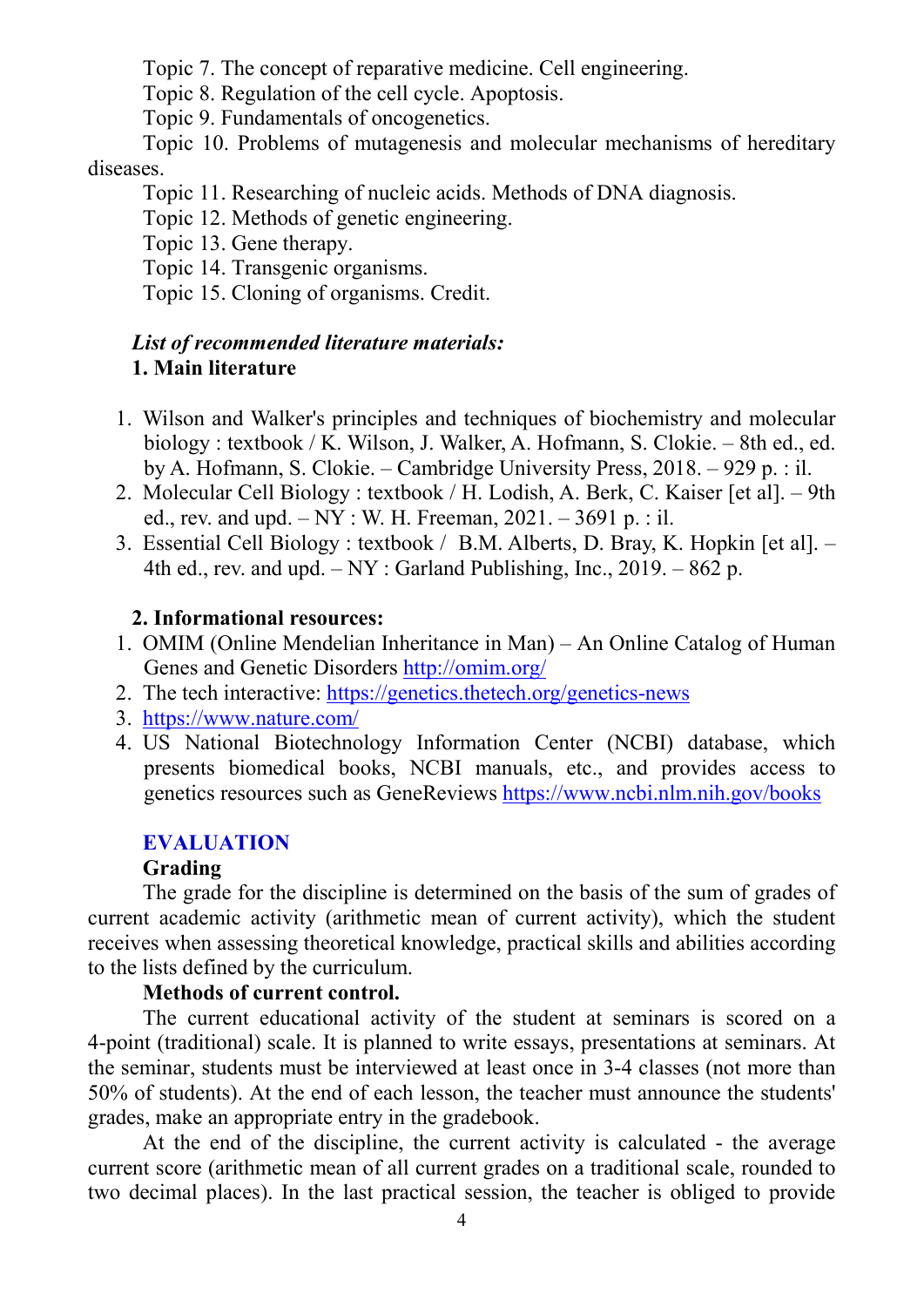Topic 7. The concept of reparative medicine. Cell engineering.

Topic 8. Regulation of the cell cycle. Apoptosis.

Topic 9. Fundamentals of oncogenetics.

Topic 10. Problems of mutagenesis and molecular mechanisms of hereditary diseases.

Topic 11. Researching of nucleic acids. Methods of DNA diagnosis.

Topic 12. Methods of genetic engineering.

Topic 13. Gene therapy.

Topic 14. Transgenic organisms.

Topic 15. Cloning of organisms. Credit.

***List of recommended literature materials:***

**1. Main literature**

1. Wilson and Walker's principles and techniques of biochemistry and molecular biology : textbook / K. Wilson, J. Walker, A. Hofmann, S. Clokie. – 8th ed., ed. by A. Hofmann, S. Clokie. – Cambridge University Press, 2018. – 929 p. : il.
2. Molecular Cell Biology : textbook / H. Lodish, A. Berk, C. Kaiser [et al]. – 9th ed., rev. and upd. – NY : W. H. Freeman, 2021. – 3691 p. : il.
3. Essential Cell Biology : textbook / B.M. Alberts, D. Bray, K. Hopkin [et al]. – 4th ed., rev. and upd. – NY : Garland Publishing, Inc., 2019. – 862 p.

**2. Informational resources:**

1. OMIM (Online Mendelian Inheritance in Man) – An Online Catalog of Human Genes and Genetic Disorders http://omim.org/
2. The tech interactive: https://genetics.thetech.org/genetics-news
3. https://www.nature.com/
4. US National Biotechnology Information Center (NCBI) database, which presents biomedical books, NCBI manuals, etc., and provides access to genetics resources such as GeneReviews https://www.ncbi.nlm.nih.gov/books

## EVALUATION

**Grading**

The grade for the discipline is determined on the basis of the sum of grades of current academic activity (arithmetic mean of current activity), which the student receives when assessing theoretical knowledge, practical skills and abilities according to the lists defined by the curriculum.

**Methods of current control.**

The current educational activity of the student at seminars is scored on a 4-point (traditional) scale. It is planned to write essays, presentations at seminars. At the seminar, students must be interviewed at least once in 3-4 classes (not more than 50% of students). At the end of each lesson, the teacher must announce the students' grades, make an appropriate entry in the gradebook.

At the end of the discipline, the current activity is calculated - the average current score (arithmetic mean of all current grades on a traditional scale, rounded to two decimal places). In the last practical session, the teacher is obliged to provide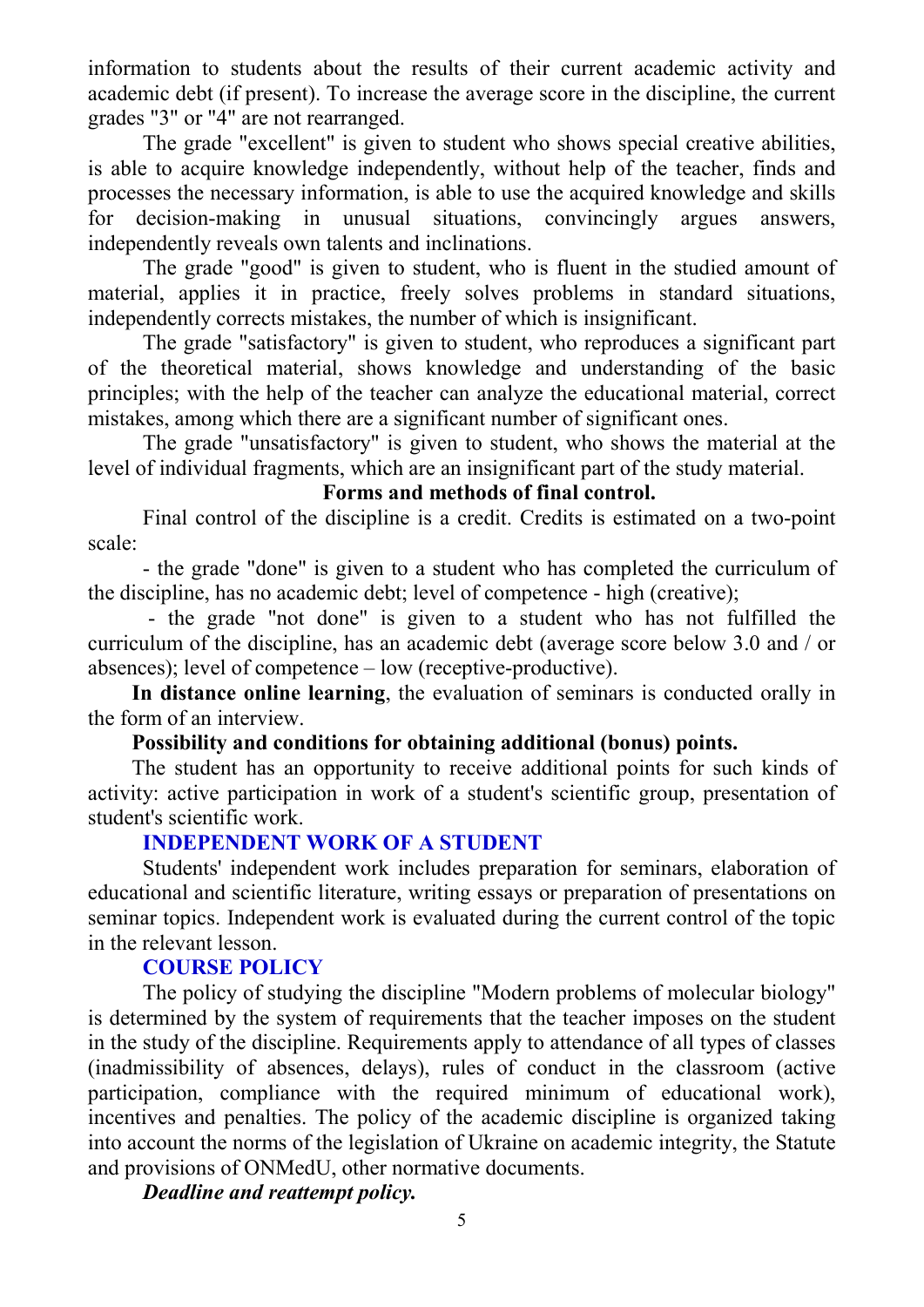information to students about the results of their current academic activity and academic debt (if present). To increase the average score in the discipline, the current grades "3" or "4" are not rearranged.

The grade "excellent" is given to student who shows special creative abilities, is able to acquire knowledge independently, without help of the teacher, finds and processes the necessary information, is able to use the acquired knowledge and skills for decision-making in unusual situations, convincingly argues answers, independently reveals own talents and inclinations.

The grade "good" is given to student, who is fluent in the studied amount of material, applies it in practice, freely solves problems in standard situations, independently corrects mistakes, the number of which is insignificant.

The grade "satisfactory" is given to student, who reproduces a significant part of the theoretical material, shows knowledge and understanding of the basic principles; with the help of the teacher can analyze the educational material, correct mistakes, among which there are a significant number of significant ones.

The grade "unsatisfactory" is given to student, who shows the material at the level of individual fragments, which are an insignificant part of the study material.

**Forms and methods of final control.**

Final control of the discipline is a credit. Credits is estimated on a two-point scale:

- the grade "done" is given to a student who has completed the curriculum of the discipline, has no academic debt; level of competence - high (creative);
- the grade "not done" is given to a student who has not fulfilled the curriculum of the discipline, has an academic debt (average score below 3.0 and / or absences); level of competence – low (receptive-productive).

**In distance online learning**, the evaluation of seminars is conducted orally in the form of an interview.

**Possibility and conditions for obtaining additional (bonus) points.**

The student has an opportunity to receive additional points for such kinds of activity: active participation in work of a student's scientific group, presentation of student's scientific work.

## INDEPENDENT WORK OF A STUDENT

Students' independent work includes preparation for seminars, elaboration of educational and scientific literature, writing essays or preparation of presentations on seminar topics. Independent work is evaluated during the current control of the topic in the relevant lesson.

## COURSE POLICY

The policy of studying the discipline "Modern problems of molecular biology" is determined by the system of requirements that the teacher imposes on the student in the study of the discipline. Requirements apply to attendance of all types of classes (inadmissibility of absences, delays), rules of conduct in the classroom (active participation, compliance with the required minimum of educational work), incentives and penalties. The policy of the academic discipline is organized taking into account the norms of the legislation of Ukraine on academic integrity, the Statute and provisions of ONMedU, other normative documents.

***Deadline and reattempt policy.***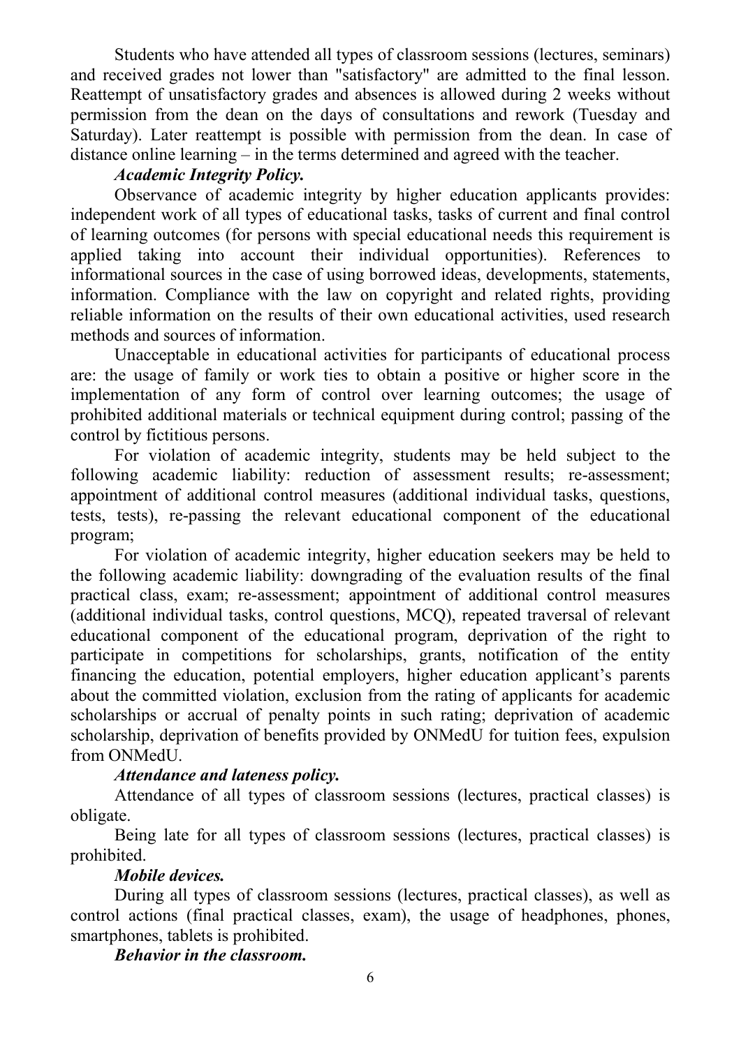Students who have attended all types of classroom sessions (lectures, seminars) and received grades not lower than "satisfactory" are admitted to the final lesson. Reattempt of unsatisfactory grades and absences is allowed during 2 weeks without permission from the dean on the days of consultations and rework (Tuesday and Saturday). Later reattempt is possible with permission from the dean. In case of distance online learning – in the terms determined and agreed with the teacher.

***Academic Integrity Policy.***

Observance of academic integrity by higher education applicants provides: independent work of all types of educational tasks, tasks of current and final control of learning outcomes (for persons with special educational needs this requirement is applied taking into account their individual opportunities). References to informational sources in the case of using borrowed ideas, developments, statements, information. Compliance with the law on copyright and related rights, providing reliable information on the results of their own educational activities, used research methods and sources of information.

Unacceptable in educational activities for participants of educational process are: the usage of family or work ties to obtain a positive or higher score in the implementation of any form of control over learning outcomes; the usage of prohibited additional materials or technical equipment during control; passing of the control by fictitious persons.

For violation of academic integrity, students may be held subject to the following academic liability: reduction of assessment results; re-assessment; appointment of additional control measures (additional individual tasks, questions, tests, tests), re-passing the relevant educational component of the educational program;

For violation of academic integrity, higher education seekers may be held to the following academic liability: downgrading of the evaluation results of the final practical class, exam; re-assessment; appointment of additional control measures (additional individual tasks, control questions, MCQ), repeated traversal of relevant educational component of the educational program, deprivation of the right to participate in competitions for scholarships, grants, notification of the entity financing the education, potential employers, higher education applicant's parents about the committed violation, exclusion from the rating of applicants for academic scholarships or accrual of penalty points in such rating; deprivation of academic scholarship, deprivation of benefits provided by ONMedU for tuition fees, expulsion from ONMedU.

***Attendance and lateness policy.***

Attendance of all types of classroom sessions (lectures, practical classes) is obligate.

Being late for all types of classroom sessions (lectures, practical classes) is prohibited.

***Mobile devices.***

During all types of classroom sessions (lectures, practical classes), as well as control actions (final practical classes, exam), the usage of headphones, phones, smartphones, tablets is prohibited.

***Behavior in the classroom.***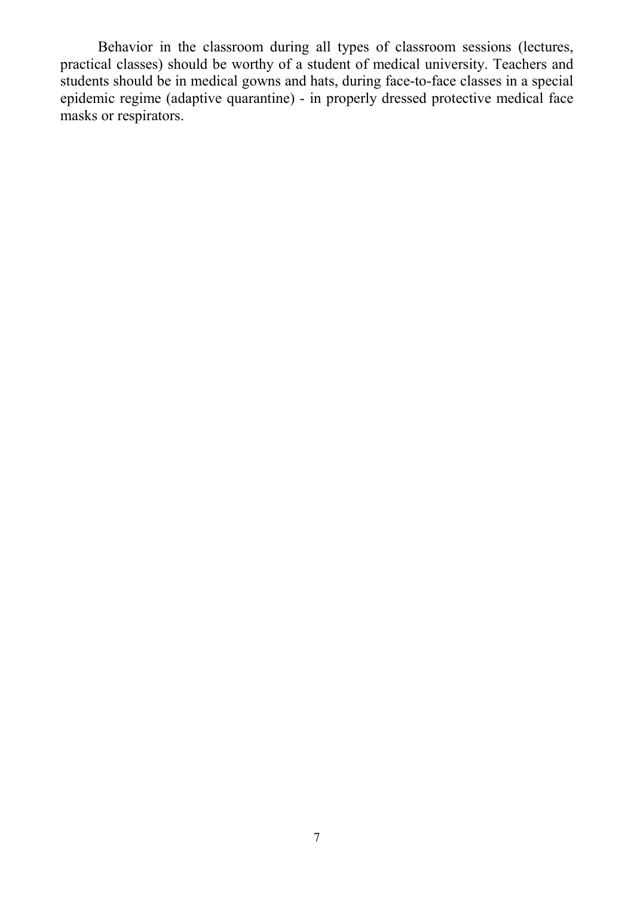Behavior in the classroom during all types of classroom sessions (lectures, practical classes) should be worthy of a student of medical university. Teachers and students should be in medical gowns and hats, during face-to-face classes in a special epidemic regime (adaptive quarantine) - in properly dressed protective medical face masks or respirators.